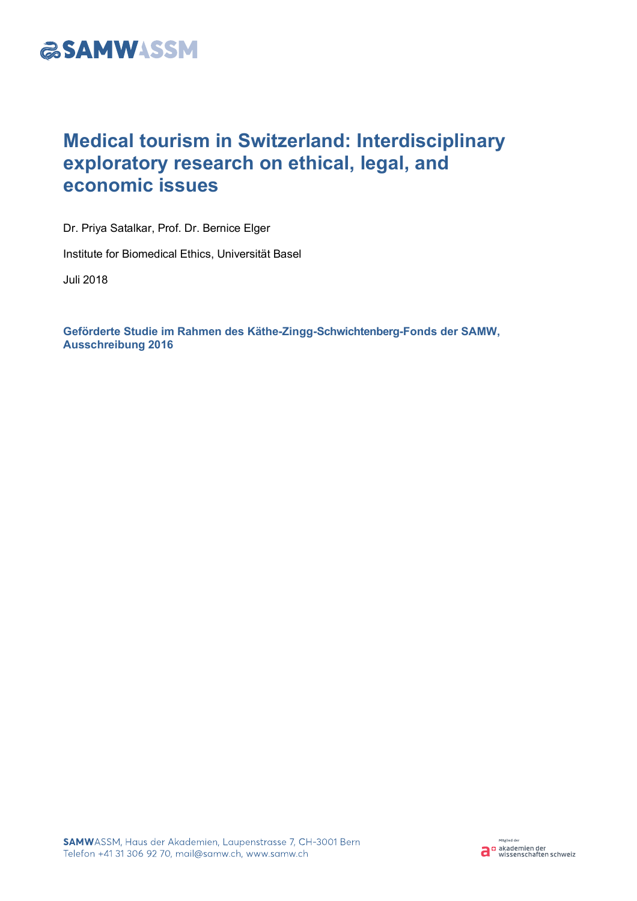# Medical tourism in Switzerland: Interdisciplinary exploratory research on ethical, legal, and economic issues

Dr. Priya Satalkar, Prof. Dr. Bernice Elger

Institute for Biomedical Ethics, Universität Basel

Juli 2018

**Geförderte Studie im Rahmen des Käthe-Zingg-Schwichtenberg-Fonds der SAMW, Ausschreibung 2016**

**SAMW**ASSM, Haus der Akademien, Laupenstrasse 7, CH-3001 Bern
Telefon +41 31 306 92 70, mail@samw.ch, www.samw.ch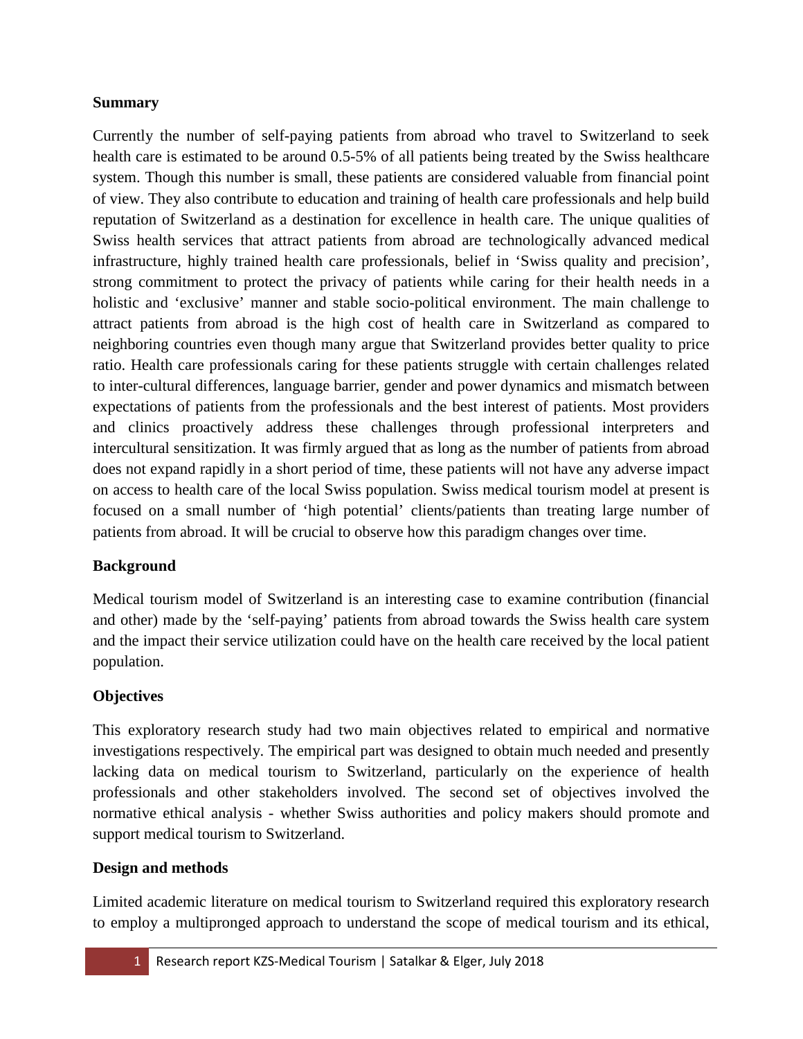**Summary**

Currently the number of self-paying patients from abroad who travel to Switzerland to seek health care is estimated to be around 0.5-5% of all patients being treated by the Swiss healthcare system. Though this number is small, these patients are considered valuable from financial point of view. They also contribute to education and training of health care professionals and help build reputation of Switzerland as a destination for excellence in health care. The unique qualities of Swiss health services that attract patients from abroad are technologically advanced medical infrastructure, highly trained health care professionals, belief in 'Swiss quality and precision', strong commitment to protect the privacy of patients while caring for their health needs in a holistic and 'exclusive' manner and stable socio-political environment. The main challenge to attract patients from abroad is the high cost of health care in Switzerland as compared to neighboring countries even though many argue that Switzerland provides better quality to price ratio. Health care professionals caring for these patients struggle with certain challenges related to inter-cultural differences, language barrier, gender and power dynamics and mismatch between expectations of patients from the professionals and the best interest of patients. Most providers and clinics proactively address these challenges through professional interpreters and intercultural sensitization. It was firmly argued that as long as the number of patients from abroad does not expand rapidly in a short period of time, these patients will not have any adverse impact on access to health care of the local Swiss population. Swiss medical tourism model at present is focused on a small number of 'high potential' clients/patients than treating large number of patients from abroad. It will be crucial to observe how this paradigm changes over time.

**Background**

Medical tourism model of Switzerland is an interesting case to examine contribution (financial and other) made by the 'self-paying' patients from abroad towards the Swiss health care system and the impact their service utilization could have on the health care received by the local patient population.

**Objectives**

This exploratory research study had two main objectives related to empirical and normative investigations respectively. The empirical part was designed to obtain much needed and presently lacking data on medical tourism to Switzerland, particularly on the experience of health professionals and other stakeholders involved. The second set of objectives involved the normative ethical analysis - whether Swiss authorities and policy makers should promote and support medical tourism to Switzerland.

**Design and methods**

Limited academic literature on medical tourism to Switzerland required this exploratory research to employ a multipronged approach to understand the scope of medical tourism and its ethical,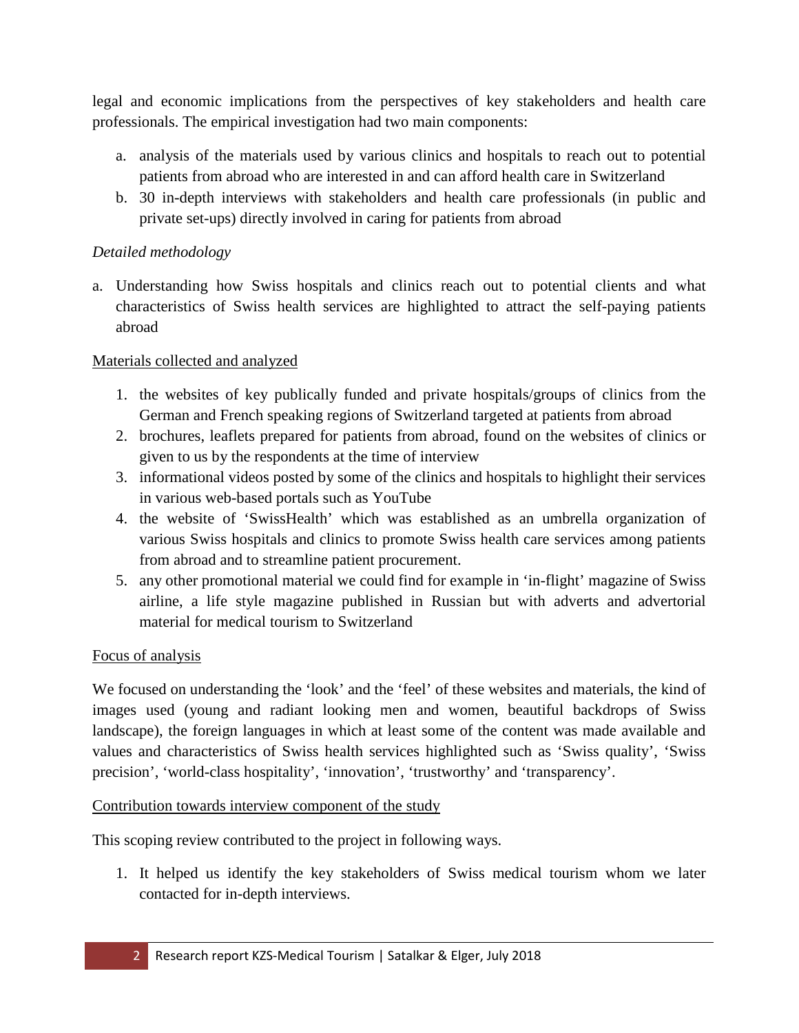legal and economic implications from the perspectives of key stakeholders and health care professionals. The empirical investigation had two main components:

a. analysis of the materials used by various clinics and hospitals to reach out to potential patients from abroad who are interested in and can afford health care in Switzerland
b. 30 in-depth interviews with stakeholders and health care professionals (in public and private set-ups) directly involved in caring for patients from abroad

*Detailed methodology*

a. Understanding how Swiss hospitals and clinics reach out to potential clients and what characteristics of Swiss health services are highlighted to attract the self-paying patients abroad

<u>Materials collected and analyzed</u>

1. the websites of key publically funded and private hospitals/groups of clinics from the German and French speaking regions of Switzerland targeted at patients from abroad
2. brochures, leaflets prepared for patients from abroad, found on the websites of clinics or given to us by the respondents at the time of interview
3. informational videos posted by some of the clinics and hospitals to highlight their services in various web-based portals such as YouTube
4. the website of 'SwissHealth' which was established as an umbrella organization of various Swiss hospitals and clinics to promote Swiss health care services among patients from abroad and to streamline patient procurement.
5. any other promotional material we could find for example in 'in-flight' magazine of Swiss airline, a life style magazine published in Russian but with adverts and advertorial material for medical tourism to Switzerland

<u>Focus of analysis</u>

We focused on understanding the 'look' and the 'feel' of these websites and materials, the kind of images used (young and radiant looking men and women, beautiful backdrops of Swiss landscape), the foreign languages in which at least some of the content was made available and values and characteristics of Swiss health services highlighted such as 'Swiss quality', 'Swiss precision', 'world-class hospitality', 'innovation', 'trustworthy' and 'transparency'.

<u>Contribution towards interview component of the study</u>

This scoping review contributed to the project in following ways.

1. It helped us identify the key stakeholders of Swiss medical tourism whom we later contacted for in-depth interviews.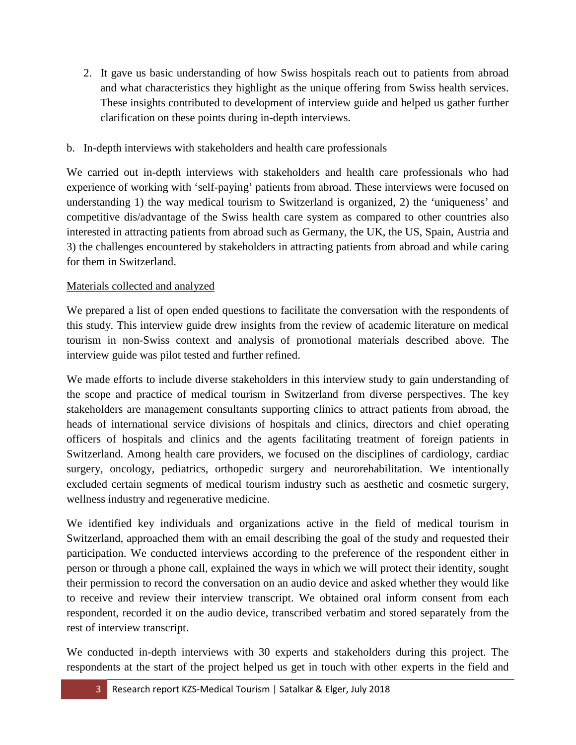2. It gave us basic understanding of how Swiss hospitals reach out to patients from abroad and what characteristics they highlight as the unique offering from Swiss health services. These insights contributed to development of interview guide and helped us gather further clarification on these points during in-depth interviews.

b. In-depth interviews with stakeholders and health care professionals

We carried out in-depth interviews with stakeholders and health care professionals who had experience of working with 'self-paying' patients from abroad. These interviews were focused on understanding 1) the way medical tourism to Switzerland is organized, 2) the 'uniqueness' and competitive dis/advantage of the Swiss health care system as compared to other countries also interested in attracting patients from abroad such as Germany, the UK, the US, Spain, Austria and 3) the challenges encountered by stakeholders in attracting patients from abroad and while caring for them in Switzerland.

<u>Materials collected and analyzed</u>

We prepared a list of open ended questions to facilitate the conversation with the respondents of this study. This interview guide drew insights from the review of academic literature on medical tourism in non-Swiss context and analysis of promotional materials described above. The interview guide was pilot tested and further refined.

We made efforts to include diverse stakeholders in this interview study to gain understanding of the scope and practice of medical tourism in Switzerland from diverse perspectives. The key stakeholders are management consultants supporting clinics to attract patients from abroad, the heads of international service divisions of hospitals and clinics, directors and chief operating officers of hospitals and clinics and the agents facilitating treatment of foreign patients in Switzerland. Among health care providers, we focused on the disciplines of cardiology, cardiac surgery, oncology, pediatrics, orthopedic surgery and neurorehabilitation. We intentionally excluded certain segments of medical tourism industry such as aesthetic and cosmetic surgery, wellness industry and regenerative medicine.

We identified key individuals and organizations active in the field of medical tourism in Switzerland, approached them with an email describing the goal of the study and requested their participation. We conducted interviews according to the preference of the respondent either in person or through a phone call, explained the ways in which we will protect their identity, sought their permission to record the conversation on an audio device and asked whether they would like to receive and review their interview transcript. We obtained oral inform consent from each respondent, recorded it on the audio device, transcribed verbatim and stored separately from the rest of interview transcript.

We conducted in-depth interviews with 30 experts and stakeholders during this project. The respondents at the start of the project helped us get in touch with other experts in the field and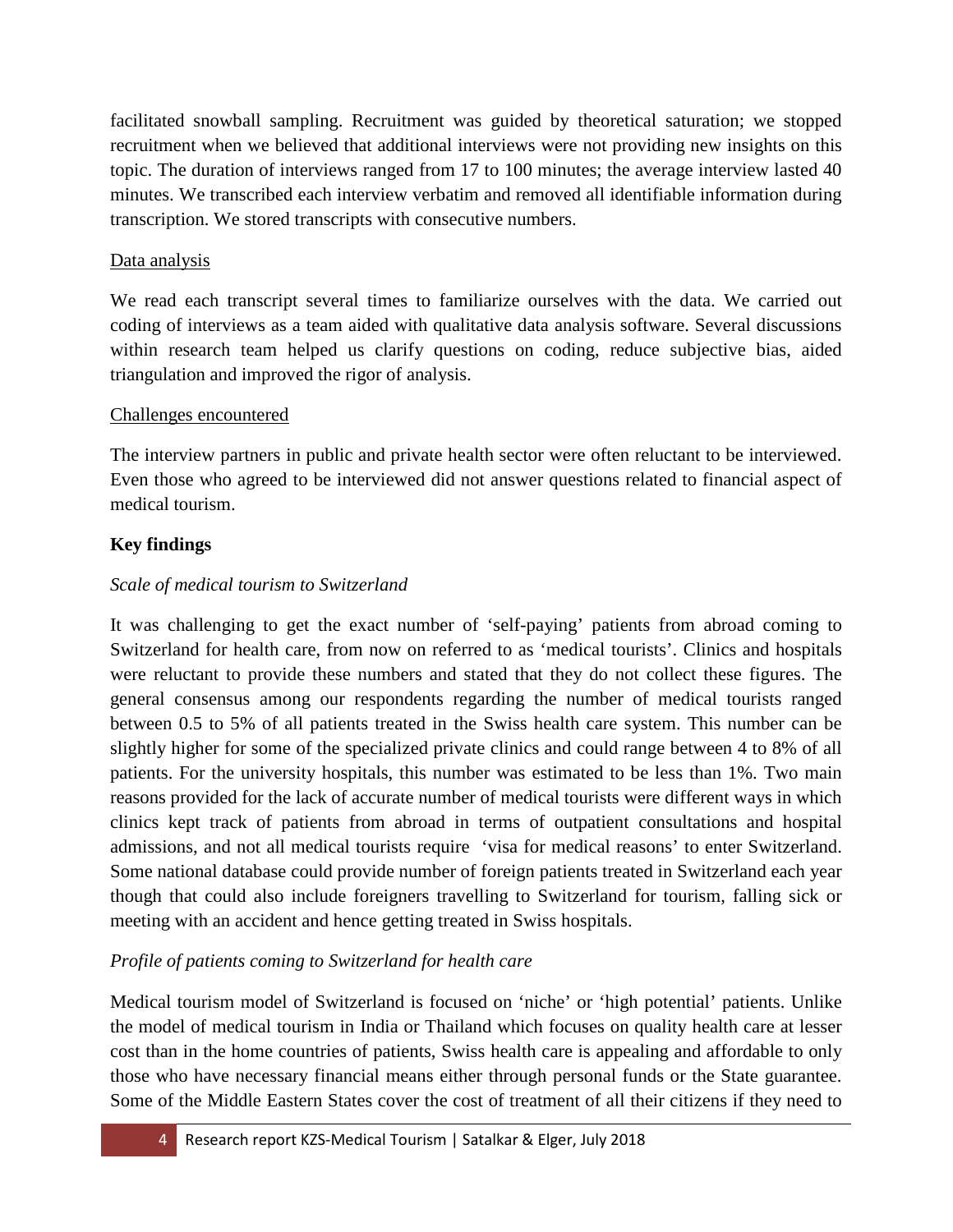facilitated snowball sampling. Recruitment was guided by theoretical saturation; we stopped recruitment when we believed that additional interviews were not providing new insights on this topic. The duration of interviews ranged from 17 to 100 minutes; the average interview lasted 40 minutes. We transcribed each interview verbatim and removed all identifiable information during transcription. We stored transcripts with consecutive numbers.

Data analysis

We read each transcript several times to familiarize ourselves with the data. We carried out coding of interviews as a team aided with qualitative data analysis software. Several discussions within research team helped us clarify questions on coding, reduce subjective bias, aided triangulation and improved the rigor of analysis.

Challenges encountered

The interview partners in public and private health sector were often reluctant to be interviewed. Even those who agreed to be interviewed did not answer questions related to financial aspect of medical tourism.

## Key findings

### *Scale of medical tourism to Switzerland*

It was challenging to get the exact number of 'self-paying' patients from abroad coming to Switzerland for health care, from now on referred to as 'medical tourists'. Clinics and hospitals were reluctant to provide these numbers and stated that they do not collect these figures. The general consensus among our respondents regarding the number of medical tourists ranged between 0.5 to 5% of all patients treated in the Swiss health care system. This number can be slightly higher for some of the specialized private clinics and could range between 4 to 8% of all patients. For the university hospitals, this number was estimated to be less than 1%. Two main reasons provided for the lack of accurate number of medical tourists were different ways in which clinics kept track of patients from abroad in terms of outpatient consultations and hospital admissions, and not all medical tourists require 'visa for medical reasons' to enter Switzerland. Some national database could provide number of foreign patients treated in Switzerland each year though that could also include foreigners travelling to Switzerland for tourism, falling sick or meeting with an accident and hence getting treated in Swiss hospitals.

### *Profile of patients coming to Switzerland for health care*

Medical tourism model of Switzerland is focused on 'niche' or 'high potential' patients. Unlike the model of medical tourism in India or Thailand which focuses on quality health care at lesser cost than in the home countries of patients, Swiss health care is appealing and affordable to only those who have necessary financial means either through personal funds or the State guarantee. Some of the Middle Eastern States cover the cost of treatment of all their citizens if they need to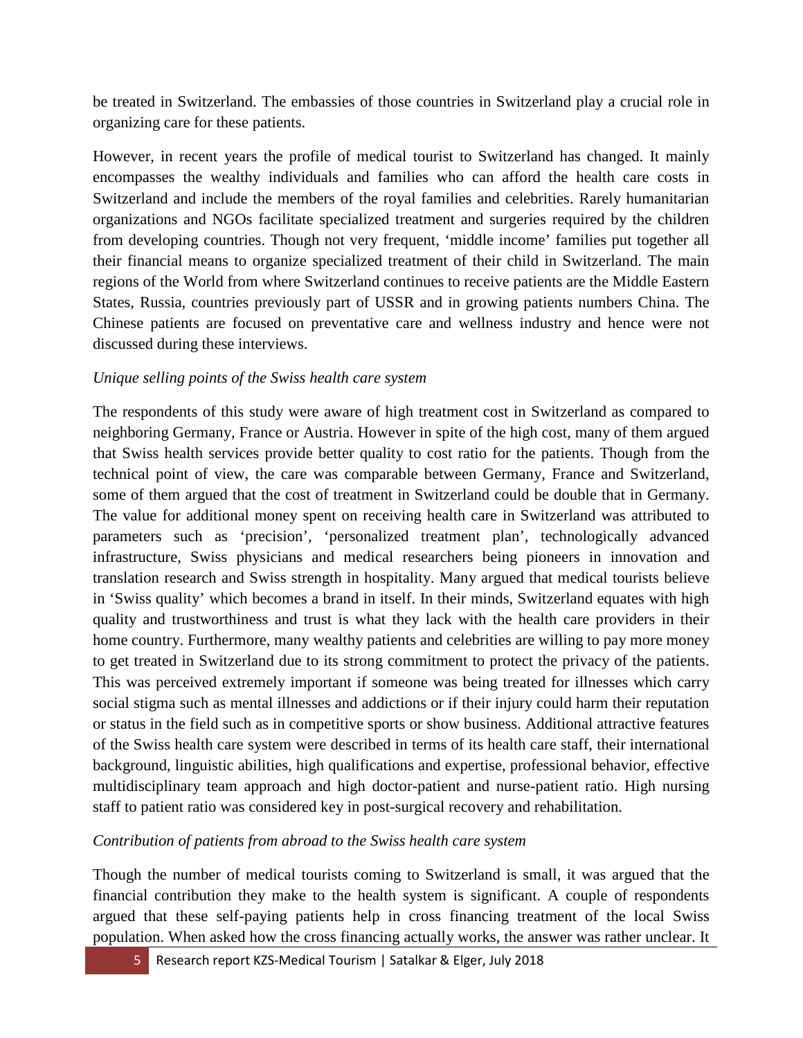be treated in Switzerland. The embassies of those countries in Switzerland play a crucial role in organizing care for these patients.

However, in recent years the profile of medical tourist to Switzerland has changed. It mainly encompasses the wealthy individuals and families who can afford the health care costs in Switzerland and include the members of the royal families and celebrities. Rarely humanitarian organizations and NGOs facilitate specialized treatment and surgeries required by the children from developing countries. Though not very frequent, 'middle income' families put together all their financial means to organize specialized treatment of their child in Switzerland. The main regions of the World from where Switzerland continues to receive patients are the Middle Eastern States, Russia, countries previously part of USSR and in growing patients numbers China. The Chinese patients are focused on preventative care and wellness industry and hence were not discussed during these interviews.

*Unique selling points of the Swiss health care system*

The respondents of this study were aware of high treatment cost in Switzerland as compared to neighboring Germany, France or Austria. However in spite of the high cost, many of them argued that Swiss health services provide better quality to cost ratio for the patients. Though from the technical point of view, the care was comparable between Germany, France and Switzerland, some of them argued that the cost of treatment in Switzerland could be double that in Germany. The value for additional money spent on receiving health care in Switzerland was attributed to parameters such as 'precision', 'personalized treatment plan', technologically advanced infrastructure, Swiss physicians and medical researchers being pioneers in innovation and translation research and Swiss strength in hospitality. Many argued that medical tourists believe in 'Swiss quality' which becomes a brand in itself. In their minds, Switzerland equates with high quality and trustworthiness and trust is what they lack with the health care providers in their home country. Furthermore, many wealthy patients and celebrities are willing to pay more money to get treated in Switzerland due to its strong commitment to protect the privacy of the patients. This was perceived extremely important if someone was being treated for illnesses which carry social stigma such as mental illnesses and addictions or if their injury could harm their reputation or status in the field such as in competitive sports or show business. Additional attractive features of the Swiss health care system were described in terms of its health care staff, their international background, linguistic abilities, high qualifications and expertise, professional behavior, effective multidisciplinary team approach and high doctor-patient and nurse-patient ratio. High nursing staff to patient ratio was considered key in post-surgical recovery and rehabilitation.

*Contribution of patients from abroad to the Swiss health care system*

Though the number of medical tourists coming to Switzerland is small, it was argued that the financial contribution they make to the health system is significant. A couple of respondents argued that these self-paying patients help in cross financing treatment of the local Swiss population. When asked how the cross financing actually works, the answer was rather unclear. It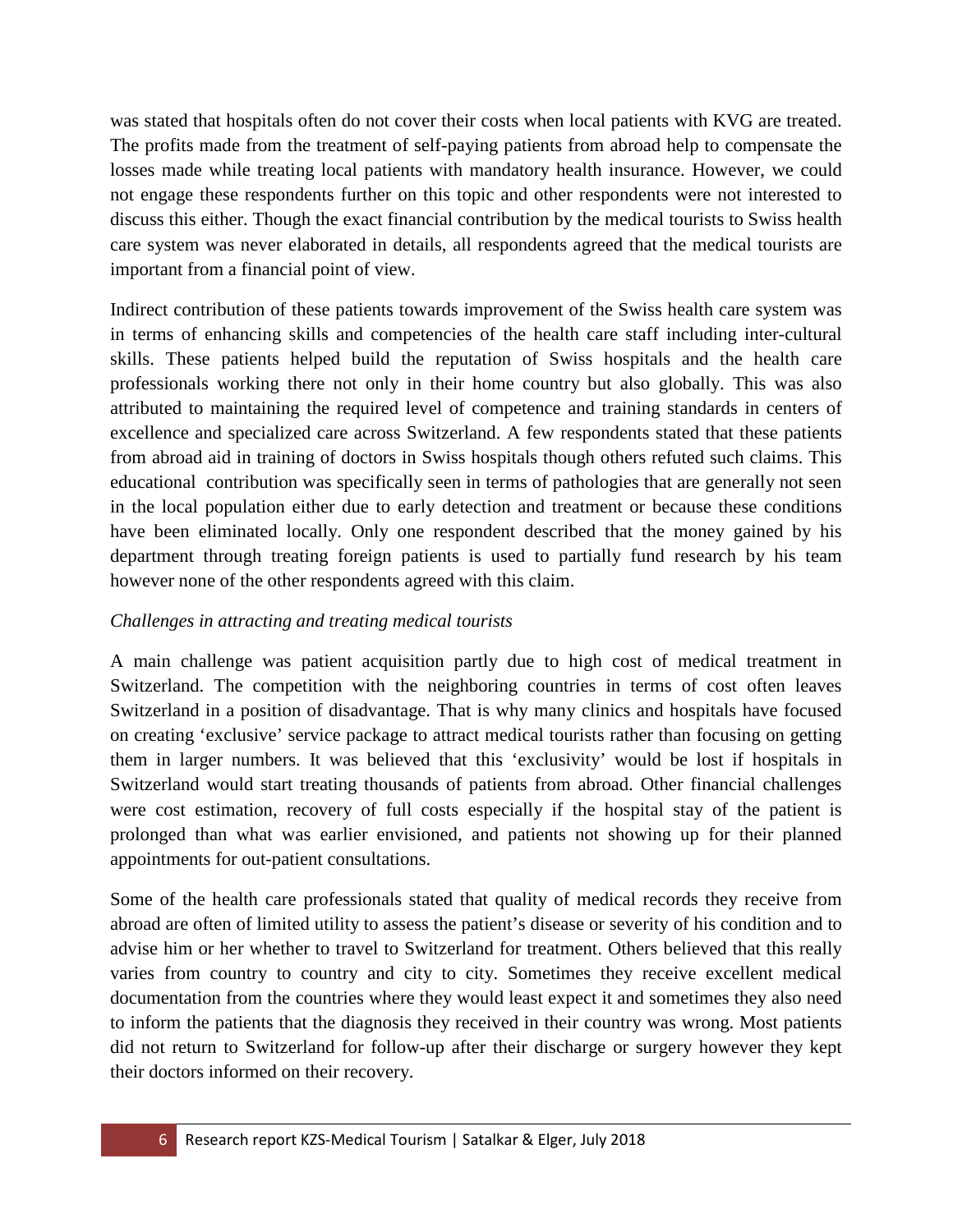was stated that hospitals often do not cover their costs when local patients with KVG are treated. The profits made from the treatment of self-paying patients from abroad help to compensate the losses made while treating local patients with mandatory health insurance. However, we could not engage these respondents further on this topic and other respondents were not interested to discuss this either. Though the exact financial contribution by the medical tourists to Swiss health care system was never elaborated in details, all respondents agreed that the medical tourists are important from a financial point of view.

Indirect contribution of these patients towards improvement of the Swiss health care system was in terms of enhancing skills and competencies of the health care staff including inter-cultural skills. These patients helped build the reputation of Swiss hospitals and the health care professionals working there not only in their home country but also globally. This was also attributed to maintaining the required level of competence and training standards in centers of excellence and specialized care across Switzerland. A few respondents stated that these patients from abroad aid in training of doctors in Swiss hospitals though others refuted such claims. This educational contribution was specifically seen in terms of pathologies that are generally not seen in the local population either due to early detection and treatment or because these conditions have been eliminated locally. Only one respondent described that the money gained by his department through treating foreign patients is used to partially fund research by his team however none of the other respondents agreed with this claim.

*Challenges in attracting and treating medical tourists*

A main challenge was patient acquisition partly due to high cost of medical treatment in Switzerland. The competition with the neighboring countries in terms of cost often leaves Switzerland in a position of disadvantage. That is why many clinics and hospitals have focused on creating 'exclusive' service package to attract medical tourists rather than focusing on getting them in larger numbers. It was believed that this 'exclusivity' would be lost if hospitals in Switzerland would start treating thousands of patients from abroad. Other financial challenges were cost estimation, recovery of full costs especially if the hospital stay of the patient is prolonged than what was earlier envisioned, and patients not showing up for their planned appointments for out-patient consultations.

Some of the health care professionals stated that quality of medical records they receive from abroad are often of limited utility to assess the patient's disease or severity of his condition and to advise him or her whether to travel to Switzerland for treatment. Others believed that this really varies from country to country and city to city. Sometimes they receive excellent medical documentation from the countries where they would least expect it and sometimes they also need to inform the patients that the diagnosis they received in their country was wrong. Most patients did not return to Switzerland for follow-up after their discharge or surgery however they kept their doctors informed on their recovery.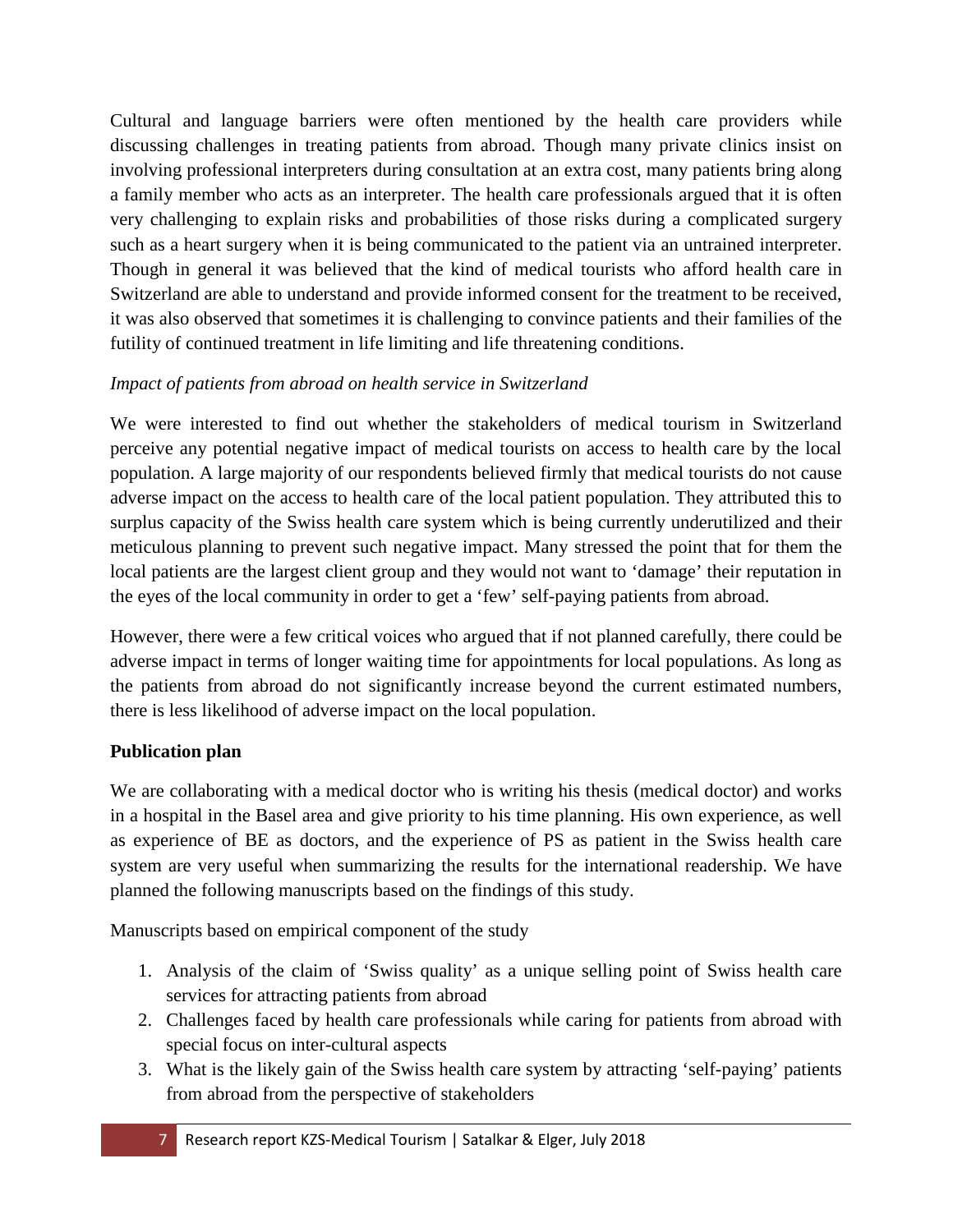Cultural and language barriers were often mentioned by the health care providers while discussing challenges in treating patients from abroad. Though many private clinics insist on involving professional interpreters during consultation at an extra cost, many patients bring along a family member who acts as an interpreter. The health care professionals argued that it is often very challenging to explain risks and probabilities of those risks during a complicated surgery such as a heart surgery when it is being communicated to the patient via an untrained interpreter. Though in general it was believed that the kind of medical tourists who afford health care in Switzerland are able to understand and provide informed consent for the treatment to be received, it was also observed that sometimes it is challenging to convince patients and their families of the futility of continued treatment in life limiting and life threatening conditions.

*Impact of patients from abroad on health service in Switzerland*

We were interested to find out whether the stakeholders of medical tourism in Switzerland perceive any potential negative impact of medical tourists on access to health care by the local population. A large majority of our respondents believed firmly that medical tourists do not cause adverse impact on the access to health care of the local patient population. They attributed this to surplus capacity of the Swiss health care system which is being currently underutilized and their meticulous planning to prevent such negative impact. Many stressed the point that for them the local patients are the largest client group and they would not want to 'damage' their reputation in the eyes of the local community in order to get a 'few' self-paying patients from abroad.

However, there were a few critical voices who argued that if not planned carefully, there could be adverse impact in terms of longer waiting time for appointments for local populations. As long as the patients from abroad do not significantly increase beyond the current estimated numbers, there is less likelihood of adverse impact on the local population.

**Publication plan**

We are collaborating with a medical doctor who is writing his thesis (medical doctor) and works in a hospital in the Basel area and give priority to his time planning. His own experience, as well as experience of BE as doctors, and the experience of PS as patient in the Swiss health care system are very useful when summarizing the results for the international readership. We have planned the following manuscripts based on the findings of this study.

Manuscripts based on empirical component of the study

1. Analysis of the claim of 'Swiss quality' as a unique selling point of Swiss health care services for attracting patients from abroad
2. Challenges faced by health care professionals while caring for patients from abroad with special focus on inter-cultural aspects
3. What is the likely gain of the Swiss health care system by attracting 'self-paying' patients from abroad from the perspective of stakeholders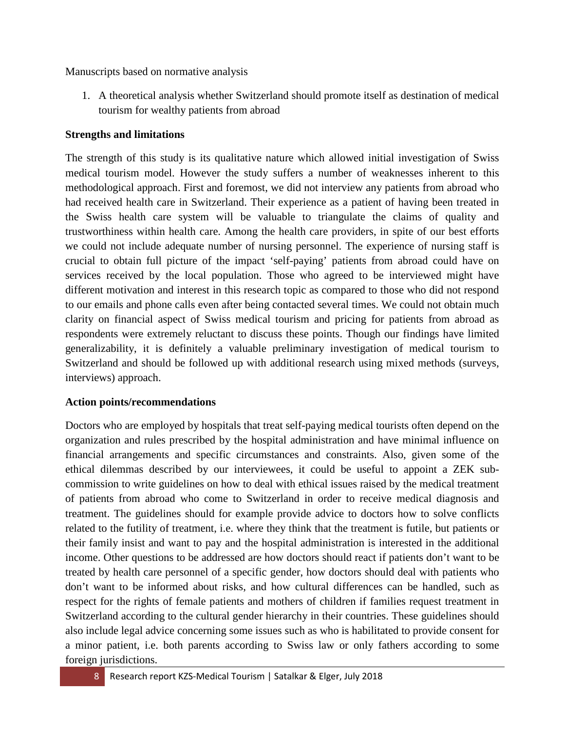Manuscripts based on normative analysis

1. A theoretical analysis whether Switzerland should promote itself as destination of medical tourism for wealthy patients from abroad

**Strengths and limitations**

The strength of this study is its qualitative nature which allowed initial investigation of Swiss medical tourism model. However the study suffers a number of weaknesses inherent to this methodological approach. First and foremost, we did not interview any patients from abroad who had received health care in Switzerland. Their experience as a patient of having been treated in the Swiss health care system will be valuable to triangulate the claims of quality and trustworthiness within health care. Among the health care providers, in spite of our best efforts we could not include adequate number of nursing personnel. The experience of nursing staff is crucial to obtain full picture of the impact 'self-paying' patients from abroad could have on services received by the local population. Those who agreed to be interviewed might have different motivation and interest in this research topic as compared to those who did not respond to our emails and phone calls even after being contacted several times. We could not obtain much clarity on financial aspect of Swiss medical tourism and pricing for patients from abroad as respondents were extremely reluctant to discuss these points. Though our findings have limited generalizability, it is definitely a valuable preliminary investigation of medical tourism to Switzerland and should be followed up with additional research using mixed methods (surveys, interviews) approach.

**Action points/recommendations**

Doctors who are employed by hospitals that treat self-paying medical tourists often depend on the organization and rules prescribed by the hospital administration and have minimal influence on financial arrangements and specific circumstances and constraints. Also, given some of the ethical dilemmas described by our interviewees, it could be useful to appoint a ZEK sub-commission to write guidelines on how to deal with ethical issues raised by the medical treatment of patients from abroad who come to Switzerland in order to receive medical diagnosis and treatment. The guidelines should for example provide advice to doctors how to solve conflicts related to the futility of treatment, i.e. where they think that the treatment is futile, but patients or their family insist and want to pay and the hospital administration is interested in the additional income. Other questions to be addressed are how doctors should react if patients don't want to be treated by health care personnel of a specific gender, how doctors should deal with patients who don't want to be informed about risks, and how cultural differences can be handled, such as respect for the rights of female patients and mothers of children if families request treatment in Switzerland according to the cultural gender hierarchy in their countries. These guidelines should also include legal advice concerning some issues such as who is habilitated to provide consent for a minor patient, i.e. both parents according to Swiss law or only fathers according to some foreign jurisdictions.